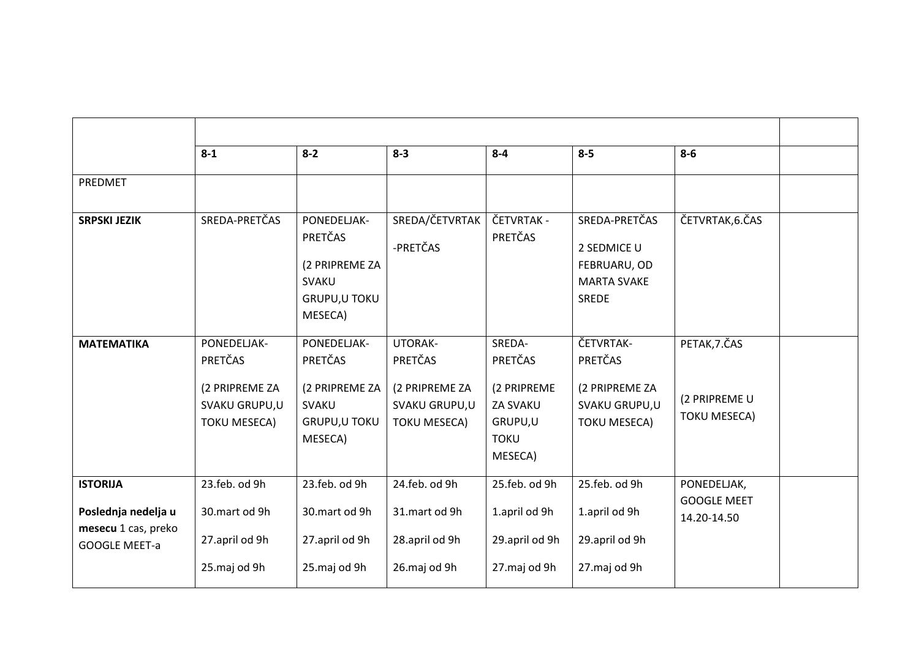| | | | | | | | |
|---|---|---|---|---|---|---|---|
| | **8-1** | **8-2** | **8-3** | **8-4** | **8-5** | **8-6** | |
| PREDMET | | | | | | | |
| **SRPSKI JEZIK** | SREDA-PRETČAS | PONEDELJAK-PRETČAS<br><br>(2 PRIPREME ZA SVAKU GRUPU,U TOKU MESECA) | SREDA/ČETVRTAK<br><br>-PRETČAS | ČETVRTAK - PRETČAS | SREDA-PRETČAS<br><br>2 SEDMICE U FEBRUARU, OD MARTA SVAKE SREDE | ČETVRTAK,6.ČAS | |
| **MATEMATIKA** | PONEDELJAK-PRETČAS<br><br>(2 PRIPREME ZA SVAKU GRUPU,U TOKU MESECA) | PONEDELJAK-PRETČAS<br><br>(2 PRIPREME ZA SVAKU GRUPU,U TOKU MESECA) | UTORAK-PRETČAS<br><br>(2 PRIPREME ZA SVAKU GRUPU,U TOKU MESECA) | SREDA-PRETČAS<br><br>(2 PRIPREME ZA SVAKU GRUPU,U TOKU MESECA) | ČETVRTAK-PRETČAS<br><br>(2 PRIPREME ZA SVAKU GRUPU,U TOKU MESECA) | PETAK,7.ČAS<br><br>(2 PRIPREME U TOKU MESECA) | |
| **ISTORIJA**<br><br>**Poslednja nedelja u mesecu** 1 cas, preko GOOGLE MEET-a | 23.feb. od 9h<br><br>30.mart od 9h<br><br>27.april od 9h<br><br>25.maj od 9h | 23.feb. od 9h<br><br>30.mart od 9h<br><br>27.april od 9h<br><br>25.maj od 9h | 24.feb. od 9h<br><br>31.mart od 9h<br><br>28.april od 9h<br><br>26.maj od 9h | 25.feb. od 9h<br><br>1.april od 9h<br><br>29.april od 9h<br><br>27.maj od 9h | 25.feb. od 9h<br><br>1.april od 9h<br><br>29.april od 9h<br><br>27.maj od 9h | PONEDELJAK, GOOGLE MEET 14.20-14.50 | |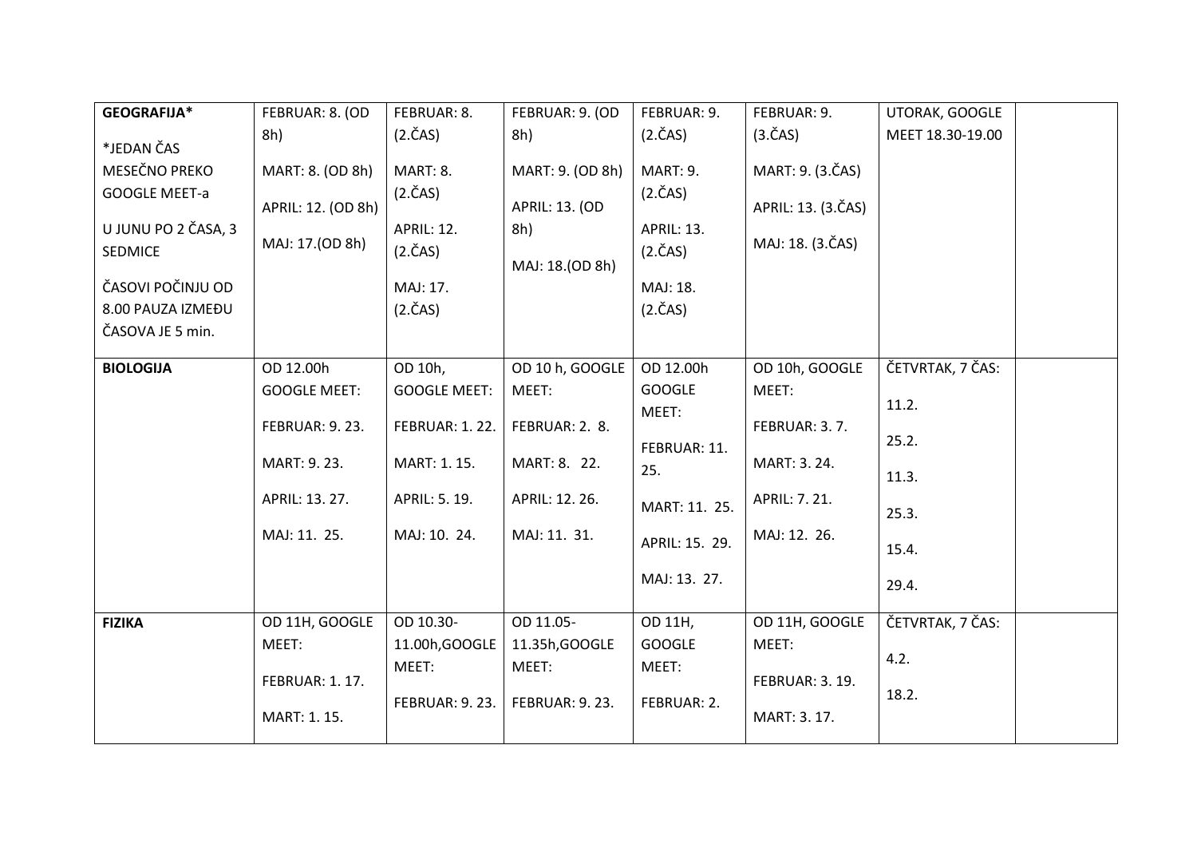| | | | | | | | |
|---|---|---|---|---|---|---|---|
| **GEOGRAFIJA*** <br> *JEDAN ČAS MESEČNO PREKO GOOGLE MEET-a <br> U JUNU PO 2 ČASA, 3 SEDMICE <br> ČASOVI POČINJU OD 8.00 PAUZA IZMEĐU ČASOVA JE 5 min. | FEBRUAR: 8. (OD 8h) <br> MART: 8. (OD 8h) <br> APRIL: 12. (OD 8h) <br> MAJ: 17.(OD 8h) | FEBRUAR: 8. (2.ČAS) <br> MART: 8. (2.ČAS) <br> APRIL: 12. (2.ČAS) <br> MAJ: 17. (2.ČAS) | FEBRUAR: 9. (OD 8h) <br> MART: 9. (OD 8h) <br> APRIL: 13. (OD 8h) <br> MAJ: 18.(OD 8h) | FEBRUAR: 9. (2.ČAS) <br> MART: 9. (2.ČAS) <br> APRIL: 13. (2.ČAS) <br> MAJ: 18. (2.ČAS) | FEBRUAR: 9. (3.ČAS) <br> MART: 9. (3.ČAS) <br> APRIL: 13. (3.ČAS) <br> MAJ: 18. (3.ČAS) | UTORAK, GOOGLE MEET 18.30-19.00 | |
| **BIOLOGIJA** | OD 12.00h GOOGLE MEET: <br> FEBRUAR: 9. 23. <br> MART: 9. 23. <br> APRIL: 13. 27. <br> MAJ: 11. 25. | OD 10h, GOOGLE MEET: <br> FEBRUAR: 1. 22. <br> MART: 1. 15. <br> APRIL: 5. 19. <br> MAJ: 10. 24. | OD 10 h, GOOGLE MEET: <br> FEBRUAR: 2. 8. <br> MART: 8. 22. <br> APRIL: 12. 26. <br> MAJ: 11. 31. | OD 12.00h GOOGLE MEET: <br> FEBRUAR: 11. 25. <br> MART: 11. 25. <br> APRIL: 15. 29. <br> MAJ: 13. 27. | OD 10h, GOOGLE MEET: <br> FEBRUAR: 3. 7. <br> MART: 3. 24. <br> APRIL: 7. 21. <br> MAJ: 12. 26. | ČETVRTAK, 7 ČAS: <br> 11.2. <br> 25.2. <br> 11.3. <br> 25.3. <br> 15.4. <br> 29.4. | |
| **FIZIKA** | OD 11H, GOOGLE MEET: <br> FEBRUAR: 1. 17. <br> MART: 1. 15. | OD 10.30-11.00h,GOOGLE MEET: <br> FEBRUAR: 9. 23. | OD 11.05-11.35h,GOOGLE MEET: <br> FEBRUAR: 9. 23. | OD 11H, GOOGLE MEET: <br> FEBRUAR: 2. | OD 11H, GOOGLE MEET: <br> FEBRUAR: 3. 19. <br> MART: 3. 17. | ČETVRTAK, 7 ČAS: <br> 4.2. <br> 18.2. | |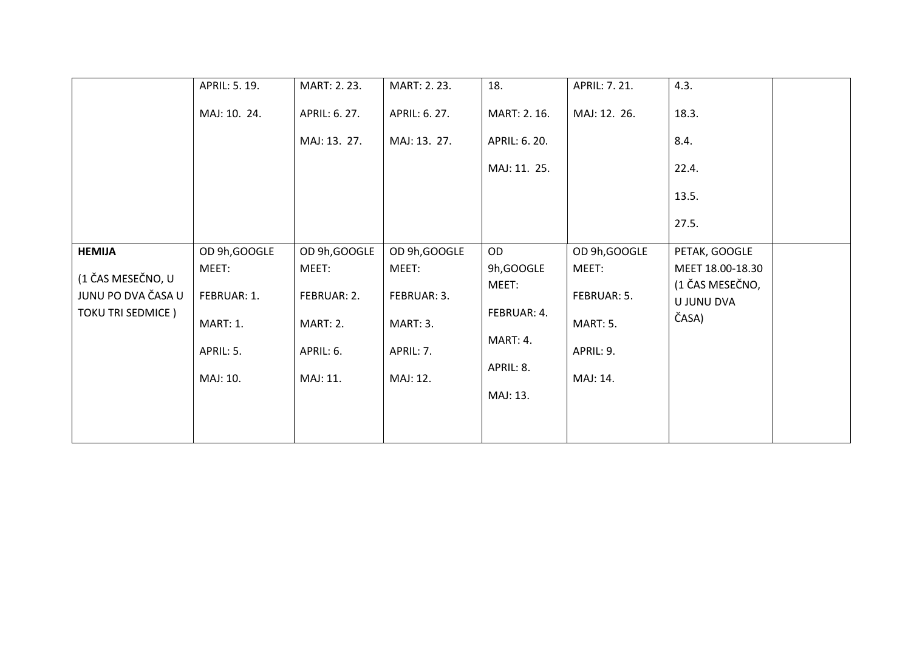| | | | | | | | |
|---|---|---|---|---|---|---|---|
| | APRIL: 5. 19.<br><br>MAJ: 10. 24. | MART: 2. 23.<br><br>APRIL: 6. 27.<br><br>MAJ: 13. 27. | MART: 2. 23.<br><br>APRIL: 6. 27.<br><br>MAJ: 13. 27. | 18.<br><br>MART: 2. 16.<br><br>APRIL: 6. 20.<br><br>MAJ: 11. 25. | APRIL: 7. 21.<br><br>MAJ: 12. 26. | 4.3.<br><br>18.3.<br><br>8.4.<br><br>22.4.<br><br>13.5.<br><br>27.5. | |
| **HEMIJA**<br><br>(1 ČAS MESEČNO, U JUNU PO DVA ČASA U TOKU TRI SEDMICE ) | OD 9h,GOOGLE MEET:<br><br>FEBRUAR: 1.<br><br>MART: 1.<br><br>APRIL: 5.<br><br>MAJ: 10. | OD 9h,GOOGLE MEET:<br><br>FEBRUAR: 2.<br><br>MART: 2.<br><br>APRIL: 6.<br><br>MAJ: 11. | OD 9h,GOOGLE MEET:<br><br>FEBRUAR: 3.<br><br>MART: 3.<br><br>APRIL: 7.<br><br>MAJ: 12. | OD 9h,GOOGLE MEET:<br><br>FEBRUAR: 4.<br><br>MART: 4.<br><br>APRIL: 8.<br><br>MAJ: 13. | OD 9h,GOOGLE MEET:<br><br>FEBRUAR: 5.<br><br>MART: 5.<br><br>APRIL: 9.<br><br>MAJ: 14. | PETAK, GOOGLE MEET 18.00-18.30 (1 ČAS MESEČNO, U JUNU DVA ČASA) | |